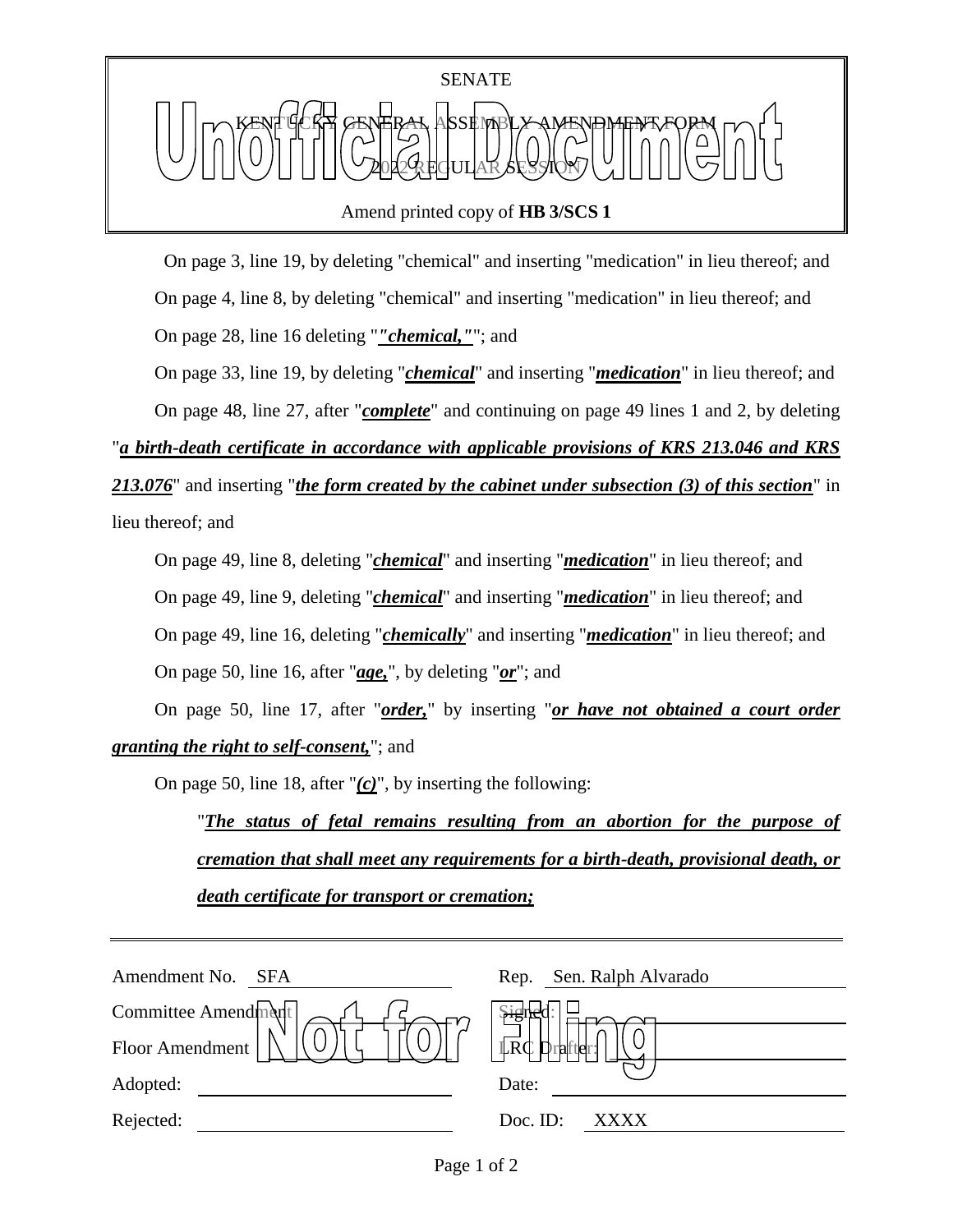SENATE

KENTUCKY GENERAL ASSEMBLY AMENDMENT FORM

2022 REGULAR SESSION

Unofficial Document

Amend printed copy of **HB 3/SCS 1**

On page 3, line 19, by deleting "chemical" and inserting "medication" in lieu thereof; and

On page 4, line 8, by deleting "chemical" and inserting "medication" in lieu thereof; and

On page 28, line 16 deleting "***"chemical,"***"; and

On page 33, line 19, by deleting "***chemical***" and inserting "***medication***" in lieu thereof; and

On page 48, line 27, after "***complete***" and continuing on page 49 lines 1 and 2, by deleting "***a birth-death certificate in accordance with applicable provisions of KRS 213.046 and KRS 213.076***" and inserting "***the form created by the cabinet under subsection (3) of this section***" in lieu thereof; and

On page 49, line 8, deleting "***chemical***" and inserting "***medication***" in lieu thereof; and

On page 49, line 9, deleting "***chemical***" and inserting "***medication***" in lieu thereof; and

On page 49, line 16, deleting "***chemically***" and inserting "***medication***" in lieu thereof; and

On page 50, line 16, after "***age,***", by deleting "***or***"; and

On page 50, line 17, after "***order,***" by inserting "***or have not obtained a court order granting the right to self-consent,***"; and

On page 50, line 18, after "***(c)***", by inserting the following:

"***The status of fetal remains resulting from an abortion for the purpose of cremation that shall meet any requirements for a birth-death, provisional death, or death certificate for transport or cremation;***

| | | | |
|---|---|---|---|
| Amendment No. | SFA | Rep. | Sen. Ralph Alvarado |
| Committee Amendment | | Signed: | |
| Floor Amendment | | LRC Drafter: | |
| Adopted: | | Date: | |
| Rejected: | | Doc. ID: | XXXX |

Not for Filing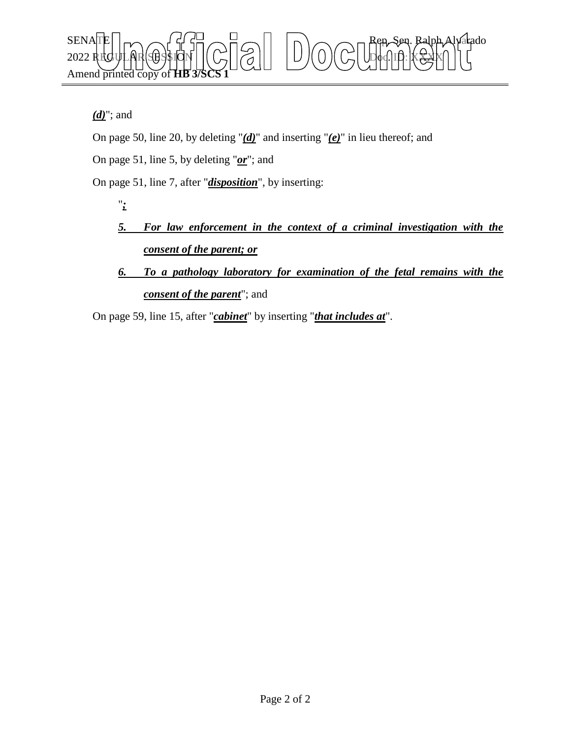*(d)*"; and

On page 50, line 20, by deleting "*(d)*" and inserting "*(e)*" in lieu thereof; and

On page 51, line 5, by deleting "*or*"; and

On page 51, line 7, after "*disposition*", by inserting:

"*;*

*5. For law enforcement in the context of a criminal investigation with the consent of the parent; or*

*6. To a pathology laboratory for examination of the fetal remains with the consent of the parent*"; and

On page 59, line 15, after "*cabinet*" by inserting "*that includes at*".